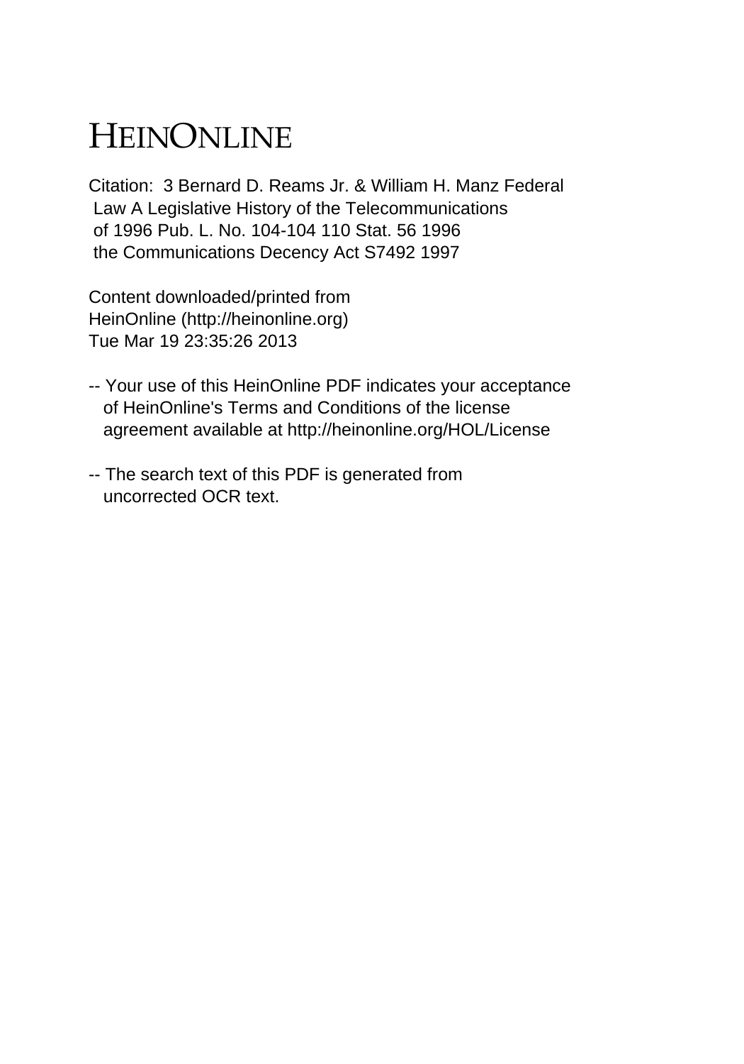# HEINONLINE

Citation: 3 Bernard D. Reams Jr. & William H. Manz Federal Law A Legislative History of the Telecommunications of 1996 Pub. L. No. 104-104 110 Stat. 56 1996 the Communications Decency Act S7492 1997

Content downloaded/printed from HeinOnline (http://heinonline.org) Tue Mar 19 23:35:26 2013

-- Your use of this HeinOnline PDF indicates your acceptance of HeinOnline's Terms and Conditions of the license agreement available at http://heinonline.org/HOL/License

-- The search text of this PDF is generated from uncorrected OCR text.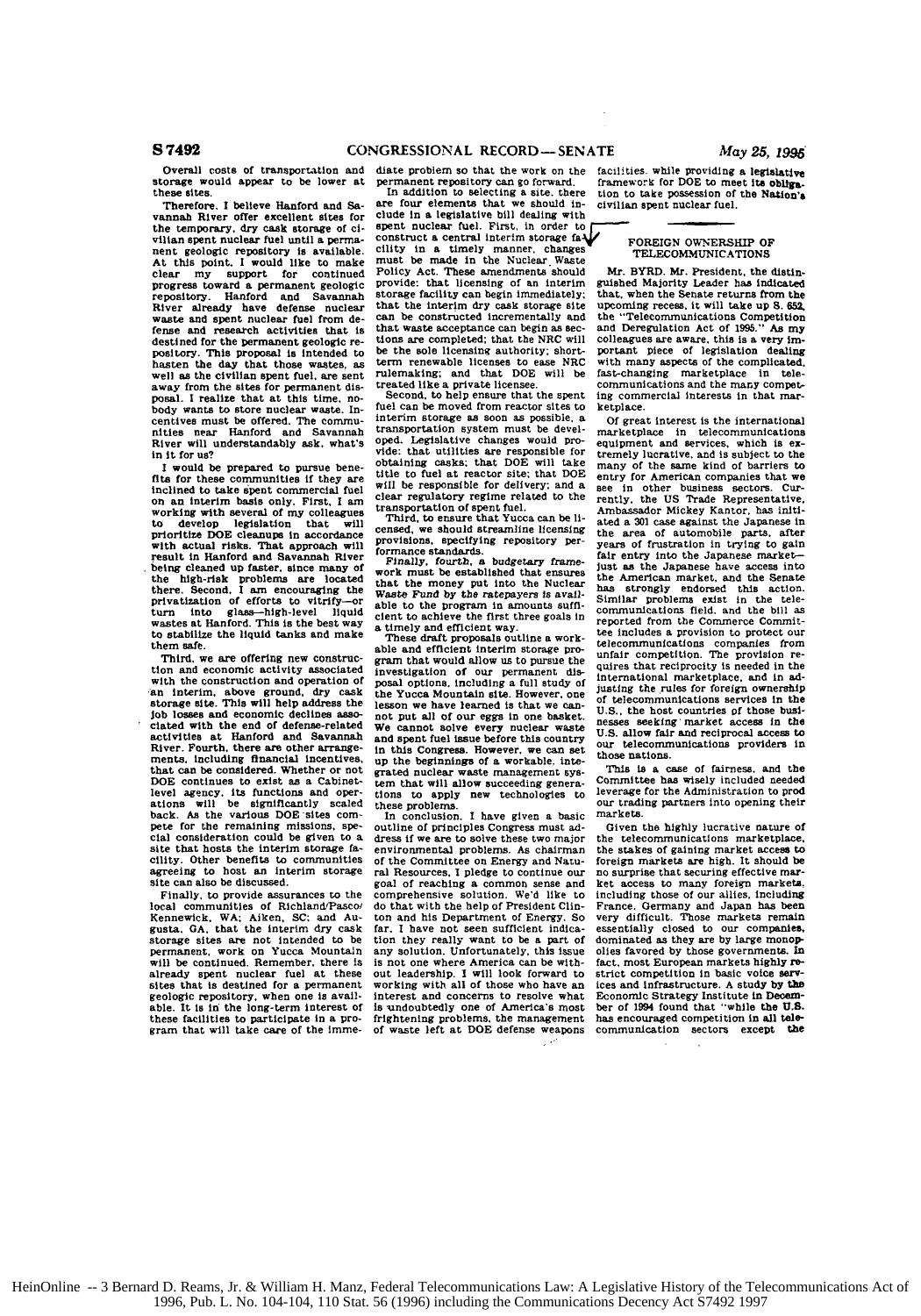Overall costs of transportation and storage would appear to be lower at these sites.

Therefore, I believe Hanford and Savannah River offer excellent sites for the temporary, dry cask storage of civilian spent nuclear fuel until a permanent geologic repository is available. At this point, I would like to make clear my support for continued progress toward a permanent geologic repository. Hanford and Savannah River already have defense nuclear waste and spent nuclear fuel from defense and research activities that is destined for the permanent geologic repository. This proposal is intended to hasten the day that those wastes, as well as the civilian spent fuel, are sent away from the sites for permanent disposal. I realize that at this time, nobody wants to store nuclear waste. Incentives must be offered. The communities near Hanford and Savannah River will understandably ask, what's in it for us?

I would be prepared to pursue benefits for these communities if they are inclined to take spent commercial fuel on an interim basis only. First, I am working with several of my colleagues to develop legislation that will prioritize DOE cleanups in accordance with actual risks. That approach will result in Hanford and Savannah River being cleaned up faster, since many of the high-risk problems are located there. Second, I am encouraging the privatization of efforts to vitrify—or turn into glass—high-level liquid wastes at Hanford. This is the best way to stabilize the liquid tanks and make them safe.

Third, we are offering new construction and economic activity associated with the construction and operation of an interim, above ground, dry cask storage site. This will help address the job losses and economic declines associated with the end of defense-related activities at Hanford and Savannah River. Fourth, there are other arrangements, including financial incentives, that can be considered. Whether or not DOE continues to exist as a Cabinet-level agency, its functions and operations will be significantly scaled back. As the various DOE sites compete for the remaining missions, special consideration could be given to a site that hosts the interim storage facility. Other benefits to communities agreeing to host an interim storage site can also be discussed.

Finally, to provide assurances to the local communities of Richland/Pasco/Kennewick, WA; Aiken, SC; and Augusta, GA, that the interim dry cask storage sites are not intended to be permanent, work on Yucca Mountain will be continued. Remember, there is already spent nuclear fuel at these sites that is destined for a permanent geologic repository, when one is available. It is in the long-term interest of these facilities to participate in a program that will take care of the immediate problem so that the work on the permanent repository can go forward.

In addition to selecting a site, there are four elements that we should include in a legislative bill dealing with spent nuclear fuel. First, in order to construct a central interim storage facility in a timely manner, changes must be made in the Nuclear Waste Policy Act. These amendments should provide: that licensing of an interim storage facility can begin immediately; that the interim dry cask storage site can be constructed incrementally and that waste acceptance can begin as sections are completed; that the NRC will be the sole licensing authority; short-term renewable licenses to ease NRC rulemaking; and that DOE will be treated like a private licensee.

Second, to help ensure that the spent fuel can be moved from reactor sites to interim storage as soon as possible, a transportation system must be developed. Legislative changes would provide: that utilities are responsible for obtaining casks; that DOE will take title to fuel at reactor site; that DOE will be responsible for delivery; and a clear regulatory regime related to the transportation of spent fuel.

Third, to ensure that Yucca can be licensed, we should streamline licensing provisions, specifying repository performance standards.

Finally, fourth, a budgetary framework must be established that ensures that the money put into the Nuclear Waste Fund by the ratepayers is available to the program in amounts sufficient to achieve the first three goals in a timely and efficient way.

These draft proposals outline a workable and efficient interim storage program that would allow us to pursue the investigation of our permanent disposal options, including a full study of the Yucca Mountain site. However, one lesson we have learned is that we cannot put all of our eggs in one basket. We cannot solve every nuclear waste and spent fuel issue before this country in this Congress. However, we can set up the beginnings of a workable, integrated nuclear waste management system that will allow succeeding generations to apply new technologies to these problems.

In conclusion, I have given a basic outline of principles Congress must address if we are to solve these two major environmental problems. As chairman of the Committee on Energy and Natural Resources, I pledge to continue our goal of reaching a common sense and comprehensive solution. We'd like to do that with the help of President Clinton and his Department of Energy. So far, I have not seen sufficient indication they really want to be a part of any solution. Unfortunately, this issue is not one where America can be without leadership. I will look forward to working with all of those who have an interest and concerns to resolve what is undoubtedly one of America's most frightening problems, the management of waste left at DOE defense weapons facilities, while providing a legislative framework for DOE to meet its obligation to take possession of the Nation's civilian spent nuclear fuel.

---

## FOREIGN OWNERSHIP OF TELECOMMUNICATIONS

Mr. BYRD. Mr. President, the distinguished Majority Leader has indicated that, when the Senate returns from the upcoming recess, it will take up S. 652, the "Telecommunications Competition and Deregulation Act of 1995." As my colleagues are aware, this is a very important piece of legislation dealing with many aspects of the complicated, fast-changing marketplace in telecommunications and the many competing commercial interests in that marketplace.

Of great interest is the international marketplace in telecommunications equipment and services, which is extremely lucrative, and is subject to the many of the same kind of barriers to entry for American companies that we see in other business sectors. Currently, the US Trade Representative, Ambassador Mickey Kantor, has initiated a 301 case against the Japanese in the area of automobile parts, after years of frustration in trying to gain fair entry into the Japanese market—just as the Japanese have access into the American market, and the Senate has strongly endorsed this action. Similar problems exist in the telecommunications field, and the bill as reported from the Commerce Committee includes a provision to protect our telecommunications companies from unfair competition. The provision requires that reciprocity is needed in the international marketplace, and in adjusting the rules for foreign ownership of telecommunications services in the U.S., the host countries of those businesses seeking market access in the U.S. allow fair and reciprocal access to our telecommunications providers in those nations.

This is a case of fairness, and the Committee has wisely included needed leverage for the Administration to prod our trading partners into opening their markets.

Given the highly lucrative nature of the telecommunications marketplace, the stakes of gaining market access to foreign markets are high. It should be no surprise that securing effective market access to many foreign markets, including those of our allies, including France, Germany and Japan has been very difficult. Those markets remain essentially closed to our companies, dominated as they are by large monopolies favored by those governments. In fact, most European markets highly restrict competition in basic voice services and infrastructure. A study by the Economic Strategy Institute in December of 1994 found that "while the U.S. has encouraged competition in all telecommunication sectors except the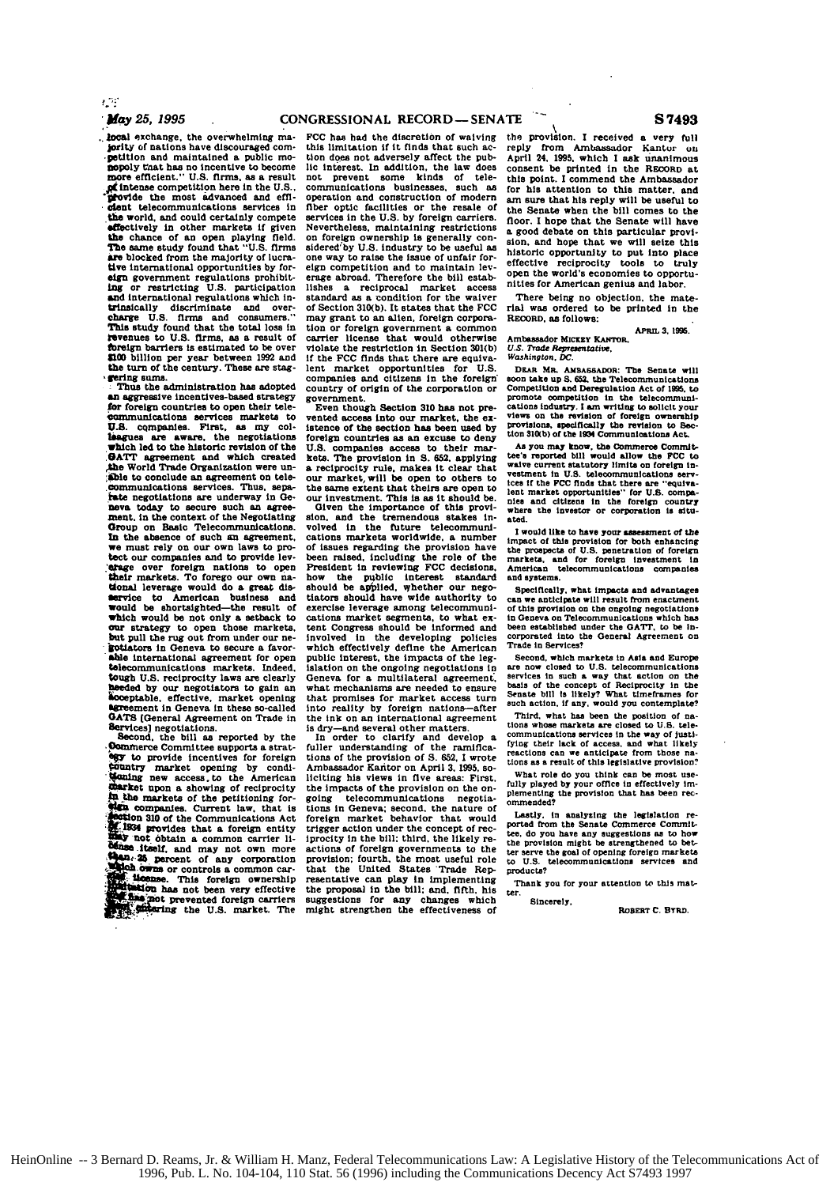local exchange, the overwhelming majority of nations have discouraged competition and maintained a public monopoly that has no incentive to become more efficient." U.S. firms, as a result of intense competition here in the U.S., provide the most advanced and efficient telecommunications services in the world, and could certainly compete effectively in other markets if given the chance of an open playing field. The same study found that "U.S. firms are blocked from the majority of lucrative international opportunities by foreign government regulations prohibiting or restricting U.S. participation and international regulations which intrinsically discriminate and overcharge U.S. firms and consumers." This study found that the total loss in revenues to U.S. firms, as a result of foreign barriers is estimated to be over $100 billion per year between 1992 and the turn of the century. These are staggering sums.

Thus the administration has adopted an aggressive incentives-based strategy for foreign countries to open their telecommunications services markets to U.S. companies. First, as my colleagues are aware, the negotiations which led to the historic revision of the GATT agreement and which created the World Trade Organization were unable to conclude an agreement on telecommunications services. Thus, separate negotiations are underway in Geneva today to secure such an agreement, in the context of the Negotiating Group on Basic Telecommunications. In the absence of such an agreement, we must rely on our own laws to protect our companies and to provide leverage over foreign nations to open their markets. To forego our own national leverage would do a great disservice to American business and would be shortsighted—the result of which would be not only a setback to our strategy to open those markets, but pull the rug out from under our negotiators in Geneva to secure a favorable international agreement for open telecommunications markets. Indeed, tough U.S. reciprocity laws are clearly needed by our negotiators to gain an acceptable, effective, market opening agreement in Geneva in these so-called GATS [General Agreement on Trade in Services] negotiations.

Second, the bill as reported by the Commerce Committee supports a strategy to provide incentives for foreign country market opening by conditioning new access to the American market upon a showing of reciprocity in the markets of the petitioning foreign companies. Current law, that is Section 310 of the Communications Act of 1934 provides that a foreign entity may not obtain a common carrier license itself, and may not own more than 25 percent of any corporation which owns or controls a common carrier license. This foreign ownership limitation has not been very effective and has not prevented foreign carriers from entering the U.S. market. The FCC has had the discretion of waiving this limitation if it finds that such action does not adversely affect the public interest. In addition, the law does not prevent some kinds of telecommunications businesses, such as operation and construction of modern fiber optic facilities or the resale of services in the U.S. by foreign carriers. Nevertheless, maintaining restrictions on foreign ownership is generally considered by U.S. industry to be useful as one way to raise the issue of unfair foreign competition and to maintain leverage abroad. Therefore the bill establishes a reciprocal market access standard as a condition for the waiver of Section 310(b). It states that the FCC may grant to an alien, foreign corporation or foreign government a common carrier license that would otherwise violate the restriction in Section 301(b) if the FCC finds that there are equivalent market opportunities for U.S. companies and citizens in the foreign country of origin of the corporation or government.

Even though Section 310 has not prevented access into our market, the existence of the section has been used by foreign countries as an excuse to deny U.S. companies access to their markets. The provision in S. 652, applying a reciprocity rule, makes it clear that our market will be open to others to the same extent that theirs are open to our investment. This is as it should be.

Given the importance of this provision, and the tremendous stakes involved in the future telecommunications markets worldwide, a number of issues regarding the provision have been raised, including the role of the President in reviewing FCC decisions, how the public interest standard should be applied, whether our negotiators should have wide authority to exercise leverage among telecommunications market segments, to what extent Congress should be informed and involved in the developing policies which effectively define the American public interest, the impacts of the legislation on the ongoing negotiations in Geneva for a multilateral agreement, what mechanisms are needed to ensure that promises for market access turn into reality by foreign nations—after the ink on an international agreement is dry—and several other matters.

In order to clarify and develop a fuller understanding of the ramifications of the provision of S. 652, I wrote Ambassador Kantor on April 3, 1995, soliciting his views in five areas: First, the impacts of the provision on the ongoing telecommunications negotiations in Geneva; second, the nature of foreign market behavior that would trigger action under the concept of reciprocity in the bill; third, the likely reactions of foreign governments to the provision; fourth, the most useful role that the United States Trade Representative can play in implementing the proposal in the bill; and, fifth, his suggestions for any changes which might strengthen the effectiveness of the provision. I received a very full reply from Ambassador Kantor on April 24, 1995, which I ask unanimous consent be printed in the RECORD at this point. I commend the Ambassador for his attention to this matter, and am sure that his reply will be useful to the Senate when the bill comes to the floor. I hope that the Senate will have a good debate on this particular provision, and hope that we will seize this historic opportunity to put into place effective reciprocity tools to truly open the world's economies to opportunities for American genius and labor.

There being no objection, the material was ordered to be printed in the RECORD, as follows:

APRIL 3, 1995.

Ambassador MICKEY KANTOR,
*U.S. Trade Representative,*
*Washington, DC.*

DEAR MR. AMBASSADOR: The Senate will soon take up S. 652, the Telecommunications Competition and Deregulation Act of 1995, to promote competition in the telecommunications industry. I am writing to solicit your views on the revision of foreign ownership provisions, specifically the revision to Section 310(b) of the 1934 Communications Act.

As you may know, the Commerce Committee's reported bill would allow the FCC to waive current statutory limits on foreign investment in U.S. telecommunications services if the FCC finds that there are "equivalent market opportunities" for U.S. companies and citizens in the foreign country where the investor or corporation is situated.

I would like to have your assessment of the impact of this provision for both enhancing the prospects of U.S. penetration of foreign markets, and for foreign investment in American telecommunications companies and systems.

Specifically, what impacts and advantages can we anticipate will result from enactment of this provision on the ongoing negotiations in Geneva on Telecommunications which has been established under the GATT, to be incorporated into the General Agreement on Trade in Services?

Second, which markets in Asia and Europe are now closed to U.S. telecommunications services in such a way that action on the basis of the concept of Reciprocity in the Senate bill is likely? What timeframes for such action, if any, would you contemplate?

Third, what has been the position of nations whose markets are closed to U.S. telecommunications services in the way of justifying their lack of access, and what likely reactions can we anticipate from those nations as a result of this legislative provision?

What role do you think can be most usefully played by your office in effectively implementing the provision that has been recommended?

Lastly, in analyzing the legislation reported from the Senate Commerce Committee, do you have any suggestions as to how the provision might be strengthened to better serve the goal of opening foreign markets to U.S. telecommunications services and products?

Thank you for your attention to this matter.

Sincerely,

ROBERT C. BYRD.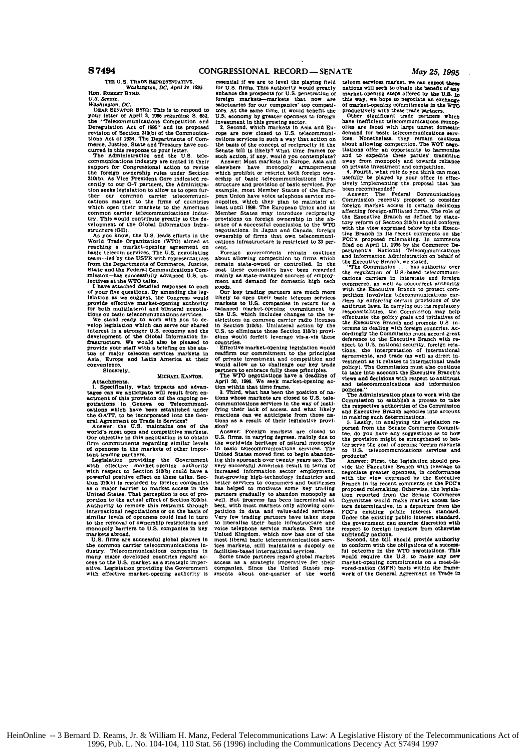THE U.S. TRADE REPRESENTATIVE,
*Washington, DC, April 24, 1995.*

Hon. ROBERT BYRD,
*U.S. Senate,*
*Washington, DC.*

DEAR SENATOR BYRD: This is to respond to your letter of April 3, 1995 regarding S. 652, the "Telecommunications Competition and Deregulation Act of 1995" and its proposed revision of Section 310(b) of the Communications Act of 1934. The Departments of Commerce, Justice, State and Treasury have concurred in this response to your letter.

The Administration and the U.S. telecommunications industry are united in their support for Congressional action to revise the foreign ownership rules under Section 310(b). As Vice President Gore indicated recently to our G-7 partners, the Administration seeks legislation to allow us to open further our common carrier telecommunications market to the firms of countries which open their markets to the American common carrier telecommunications industry. This would contribute greatly to the development of the Global Information Infrastructure (GII).

As you know, the U.S. leads efforts in the World Trade Organization (WTO) aimed at reaching a market-opening agreement on basic telecom services. The U.S. negotiating team—led by the USTR with representatives from the Departments of Commerce, Justice, State and the Federal Communications Commission—has successfully advanced U.S. objectives at the WTO talks.

I have attached detailed responses to each of your five questions. By amending the legislation as we suggest, the Congress would provide effective market-opening authority for both multilateral and bilateral negotiations on basic telecommunications services.

We stand ready to work with you to develop legislation which can serve our shared interest in a stronger U.S. economy and the development of the Global Information Infrastructure. We would also be pleased to provide your staff with a briefing on the status of major telecom services markets in Asia, Europe and Latin America at their convenience.

Sincerely,

MICHAEL KANTOR.

Attachments.

1. Specifically, what impacts and advantages can we anticipate will result from enactment of this provision on the ongoing negotiations in Geneva on Telecommunications which have been established under the GATT, to be incorporated into the General Agreement on Trade in Services?

Answer: the U.S. maintains one of the world's most open and competitive markets. Our objective in this negotiation is to obtain firm commitments regarding similar levels of openness in the markets of other important trading partners.

Legislation providing the Government with effective market-opening authority with respect to Section 310(b) could have a powerful positive effect on these talks. Section 310(b) is regarded by foreign companies as a major barrier to market access in the United States. That perception is out of proportion to the actual effect of Section 310(b). Authority to remove this restraint through international negotiations or on the basis of similar levels of openness could lead in turn to the removal of ownership restrictions and monopoly barriers to U.S. companies in key markets abroad.

U.S. firms are successful global players in the common carrier telecommunications industry. Telecommunications companies in many major developed countries regard access to the U.S. market as a strategic imperative. Legislation providing the Government with effective market-opening authority is essential if we are to level the playing field for U.S. firms. This authority would greatly enhance the prospects for U.S. penetration of foreign markets—markets that now are sanctuaries for our companies' top competitors. At the same time, it would benefit the U.S. economy by greater openness to foreign investment in this growing sector.

2. Second, which markets in Asia and Europe are now closed to U.S. telecommunications services in such a way that action on the basis of the concept of reciprocity in the Senate bill is likely? What time frames for such action, if any, would you contemplate?

Answer: Most markets in Europe, Asia and elsewhere have monopoly arrangements which prohibit or restrict both foreign ownership of basic telecommunications infrastructure and provision of basic services. For example, most Member States of the European Union have voice telephone service monopolies, which they plan to maintain at least until 1998. The European Union and its Member States may introduce reciprocity provisions on foreign ownership in the absence of a successful conclusion to the WTO negotiations. In Japan and Canada, foreign ownership of firms that own telecommunications infrastructure is restricted to 33 percent.

Foreign governments remain cautious about allowing competition to firms which remain state-owned or controlled. In the past these companies have been regarded mainly as state-managed sources of employment and demand for domestic high tech goods.

Our key trading partners are much more likely to open their basic telecom services markets to U.S. companies in return for a balanced market-opening commitment by the U.S. which includes changes to the restrictions on common carrier radio licenses in Section 310(b). Unilateral action by the U.S. to eliminate these Section 310(b) provisions would forfeit leverage vis-a-vis these countries.

Effective market-opening legislation would reaffirm our commitment to the principles of private investment and competition and would allow us to challenge our key trade partners to embrace fully these principles.

The WTO negotiations have a deadline of April 30, 1996. We seek market-opening action within that time frame.

3. Third, what has been the position of nations whose markets are closed to U.S. telecommunications services in the way of justifying their lack of access, and what likely reactions can we anticipate from those nations as a result of their legislative provision?

Answer: Foreign markets are closed to U.S. firms, in varying degrees, mainly due to the worldwide heritage of natural monopoly in basic telecommunications services. The United States moved first to begin abandoning this approach over twenty years ago. The very successful American result in terms of increased information sector employment, fast-growing high-technology industries and better services to consumers and businesses has helped to motivate some key trading partners gradually to abandon monopoly as well. But progress has been incremental at best, with most markets only allowing competition in data and value-added services. Very few trading partners have taken steps to liberalize their basic infrastructure and voice telephone service markets. Even the United Kingdom, which now has one of the most liberal basic telecommunications services markets, still maintains a duopoly on facilities-based international services.

Some trade partners regard global market access as a strategic imperative for their companies. Since the United States represents about one-quarter of the world telecom services market, we can expect these nations will seek to obtain the benefit of any market-opening steps offered by the U.S. In this way, we hope to negotiate an exchange of market-opening commitments in the WTO productively with these trade partners.

Other significant trade partners which have inefficient telecommunications monopolies are faced with large unmet domestic demand for basic telecommunications services. Nonetheless, they remain cautious about allowing competition. The WOT negotiations offer an opportunity to harmonize and to expedite these parties' transition away from monopoly and towards reliance on private investment and competition.

4. Fourth, what role do you think can most usefully be played by your office in effectively implementing the proposal that has been recommended?

Answer: The Federal Communications Commission recently proposed to consider foreign market access in certain decisions affecting foreign-affiliated firms. The role of the Executive Branch as defined by statutory reform of Section 310(b) should conform with the view expressed below by the Executive Branch in its recent comments on the FCC's proposed rulemaking. In comments filed on April 11, 1995 by the Commerce Department's National Telecommunications and Information Administration on behalf of the Executive Branch, we stated,

"The Commission . . . has authority over the regulation of U.S.-based telecommunications carriers in interstate and foreign commerce, as well as concurrent authority with the Executive Branch to protect competition involving telecommunications carriers by enforcing certain provisions of the antitrust laws. In carrying out its regulatory responsibilities, the Commission may help effectuate the policy goals and initiatives of the Executive Branch and promote U.S. interests in dealing with foreign countries. Accordingly the Commission must accord great deference to the Executive Branch with respect to U.S. national security, foreign relations, the interpretation of international agreements, and trade (as well as direct investment as it relates to international trade policy). The Commission must also continue to take into account the Executive Branch's views and decisions with respect to antitrust and telecommunications and information policies."

The Administration plans to work with the Commission to establish a process to take the respective authorities of the Commission and Executive Branch agencies into account in making such determinations.

5. Lastly, in analyzing the legislation reported from the Senate Commerce Committee, do you have any suggestions as to how the provision might be strengthened to better serve the goal of opening foreign markets to U.S. telecommunications services and products?

Answer: First, the legislation should provide the Executive Branch with leverage to negotiate greater openness, in conformance with the view expressed by the Executive Branch in its recent comments on the FCC's proposed rulemaking. Otherwise, the legislation reported from the Senate Commerce Committee would make market access factors determinative, in a departure from the FCC's existing public interest standard. Under the existing public interest standard, the government can exercise discretion with respect to foreign investors from otherwise unfriendly nations.

Second, the bill should provide authority to conform with the obligations of a successful outcome in the WTO negotiations. This would require the U.S. to make any new market-opening commitments on a most-favored-nation (MFN) basis within the framework of the General Agreement on Trade in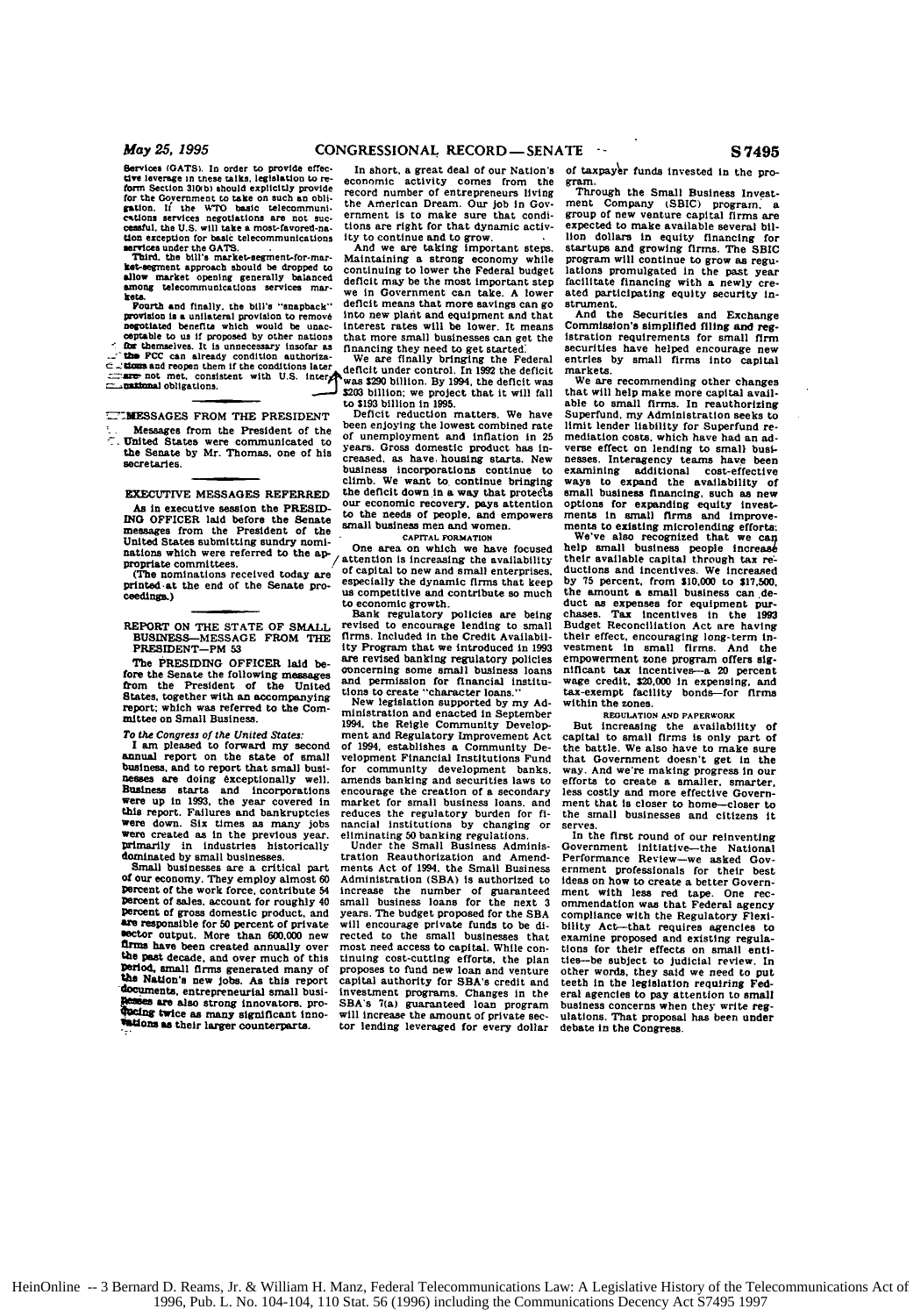Services (GATS). In order to provide effective leverage in these talks, legislation to reform Section 310(b) should explicitly provide for the Government to take on such an obligation. If the WTO basic telecommunications services negotiations are not successful, the U.S. will take a most-favored-nation exception for basic telecommunications services under the GATS.

Third, the bill's market-segment-for-market-segment approach should be dropped to allow market opening generally balanced among telecommunications services markets.

Fourth and finally, the bill's "snapback" provision is a unilateral provision to remove negotiated benefits which would be unacceptable to us if proposed by other nations for themselves. It is unnecessary insofar as the FCC can already condition authorizations and reopen them if the conditions later are not met, consistent with U.S. international obligations.

## MESSAGES FROM THE PRESIDENT

Messages from the President of the United States were communicated to the Senate by Mr. Thomas, one of his secretaries.

## EXECUTIVE MESSAGES REFERRED

As in executive session the PRESIDING OFFICER laid before the Senate messages from the President of the United States submitting sundry nominations which were referred to the appropriate committees.

(The nominations received today are printed at the end of the Senate proceedings.)

## REPORT ON THE STATE OF SMALL BUSINESS—MESSAGE FROM THE PRESIDENT—PM 53

The PRESIDING OFFICER laid before the Senate the following messages from the President of the United States, together with an accompanying report; which was referred to the Committee on Small Business.

*To the Congress of the United States:*

I am pleased to forward my second annual report on the state of small business, and to report that small businesses are doing exceptionally well. Business starts and incorporations were up in 1993, the year covered in this report. Failures and bankruptcies were down. Six times as many jobs were created as in the previous year, primarily in industries historically dominated by small businesses.

Small businesses are a critical part of our economy. They employ almost 60 percent of the work force, contribute 54 percent of sales, account for roughly 40 percent of gross domestic product, and are responsible for 50 percent of private sector output. More than 600,000 new firms have been created annually over the past decade, and over much of this period, small firms generated many of the Nation's new jobs. As this report documents, entrepreneurial small businesses are also strong innovators, producing twice as many significant innovations as their larger counterparts.

In short, a great deal of our Nation's economic activity comes from the record number of entrepreneurs living the American Dream. Our job in Government is to make sure that conditions are right for that dynamic activity to continue and to grow.

And we are taking important steps. Maintaining a strong economy while continuing to lower the Federal budget deficit may be the most important step we in Government can take. A lower deficit means that more savings can go into new plant and equipment and that interest rates will be lower. It means that more small businesses can get the financing they need to get started.

We are finally bringing the Federal deficit under control. In 1992 the deficit was $290 billion. By 1994, the deficit was $203 billion; we project that it will fall to $193 billion in 1995.

Deficit reduction matters. We have been enjoying the lowest combined rate of unemployment and inflation in 25 years. Gross domestic product has increased, as have housing starts. New business incorporations continue to climb. We want to continue bringing the deficit down in a way that protects our economic recovery, pays attention to the needs of people, and empowers small business men and women.

### CAPITAL FORMATION

One area on which we have focused attention is increasing the availability of capital to new and small enterprises, especially the dynamic firms that keep us competitive and contribute so much to economic growth.

Bank regulatory policies are being revised to encourage lending to small firms. Included in the Credit Availability Program that we introduced in 1993 are revised banking regulatory policies concerning some small business loans and permission for financial institutions to create "character loans."

New legislation supported by my Administration and enacted in September 1994, the Reigle Community Development and Regulatory Improvement Act of 1994, establishes a Community Development Financial Institutions Fund for community development banks, amends banking and securities laws to encourage the creation of a secondary market for small business loans, and reduces the regulatory burden for financial institutions by changing or eliminating 50 banking regulations.

Under the Small Business Administration Reauthorization and Amendments Act of 1994, the Small Business Administration (SBA) is authorized to increase the number of guaranteed small business loans for the next 3 years. The budget proposed for the SBA will encourage private funds to be directed to the small businesses that most need access to capital. While continuing cost-cutting efforts, the plan proposes to fund new loan and venture capital authority for SBA's credit and investment programs. Changes in the SBA's 7(a) guaranteed loan program will increase the amount of private sector lending leveraged for every dollar of taxpayer funds invested in the program.

Through the Small Business Investment Company (SBIC) program, a group of new venture capital firms are expected to make available several billion dollars in equity financing for startups and growing firms. The SBIC program will continue to grow as regulations promulgated in the past year facilitate financing with a newly created participating equity security instrument.

And the Securities and Exchange Commission's simplified filing and registration requirements for small firm securities have helped encourage new entries by small firms into capital markets.

We are recommending other changes that will help make more capital available to small firms. In reauthorizing Superfund, my Administration seeks to limit lender liability for Superfund remediation costs, which have had an adverse effect on lending to small businesses. Interagency teams have been examining additional cost-effective ways to expand the availability of small business financing, such as new options for expanding equity investments in small firms and improvements to existing microlending efforts.

We've also recognized that we can help small business people increase their available capital through tax reductions and incentives. We increased by 75 percent, from $10,000 to $17,500, the amount a small business can deduct as expenses for equipment purchases. Tax incentives in the 1993 Budget Reconciliation Act are having their effect, encouraging long-term investment in small firms. And the empowerment zone program offers significant tax incentives—a 20 percent wage credit, $20,000 in expensing, and tax-exempt facility bonds—for firms within the zones.

### REGULATION AND PAPERWORK

But increasing the availability of capital to small firms is only part of the battle. We also have to make sure that Government doesn't get in the way. And we're making progress in our efforts to create a smaller, smarter, less costly and more effective Government that is closer to home—closer to the small businesses and citizens it serves.

In the first round of our reinventing Government initiative—the National Performance Review—we asked Government professionals for their best ideas on how to create a better Government with less red tape. One recommendation was that Federal agency compliance with the Regulatory Flexibility Act—that requires agencies to examine proposed and existing regulations for their effects on small entities—be subject to judicial review. In other words, they said we need to put teeth in the legislation requiring Federal agencies to pay attention to small business concerns when they write regulations. That proposal has been under debate in the Congress.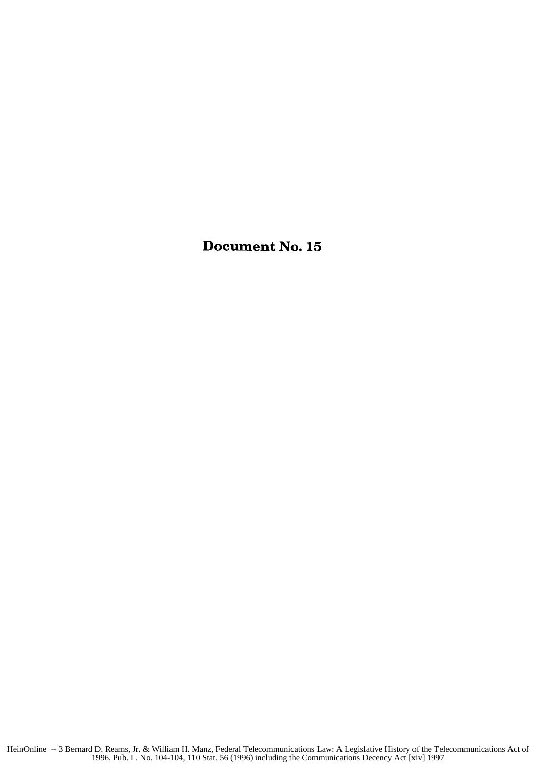# Document No. 15